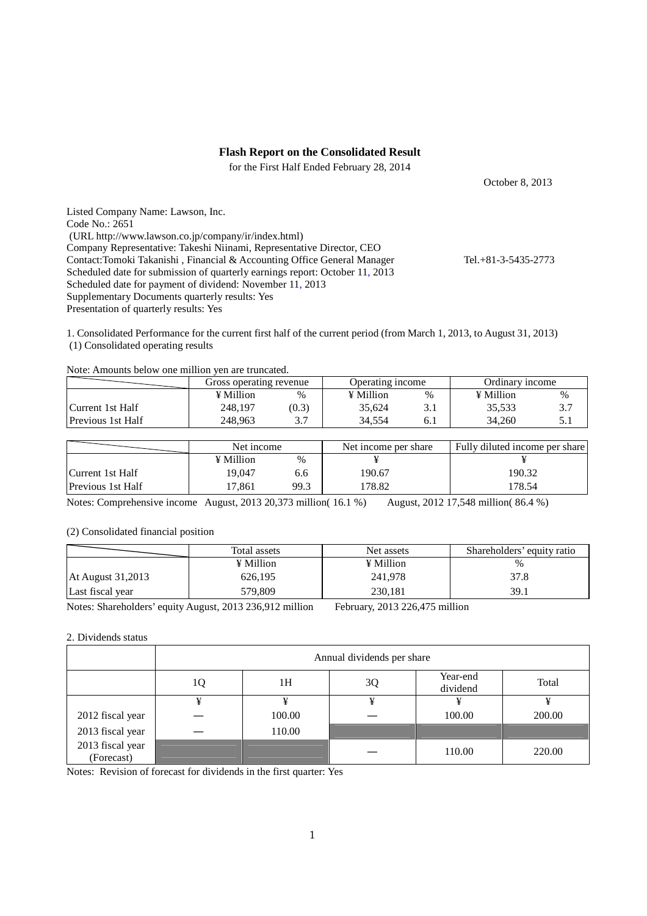# Flash Report on the Consolidated Result

for the First Half Ended February 28, 2014

October 8, 2013

Listed Company Name: Lawson, Inc.
Code No.: 2651
(URL http://www.lawson.co.jp/company/ir/index.html)
Company Representative: Takeshi Niinami, Representative Director, CEO
Contact:Tomoki Takanishi , Financial & Accounting Office General Manager Tel.+81-3-5435-2773
Scheduled date for submission of quarterly earnings report: October 11, 2013
Scheduled date for payment of dividend: November 11, 2013
Supplementary Documents quarterly results: Yes
Presentation of quarterly results: Yes

1. Consolidated Performance for the current first half of the current period (from March 1, 2013, to August 31, 2013)
(1) Consolidated operating results

Note: Amounts below one million yen are truncated.

| | Gross operating revenue | | Operating income | | Ordinary income | |
|---|---|---|---|---|---|---|
| | ¥ Million | % | ¥ Million | % | ¥ Million | % |
| Current 1st Half | 248,197 | (0.3) | 35,624 | 3.1 | 35,533 | 3.7 |
| Previous 1st Half | 248,963 | 3.7 | 34,554 | 6.1 | 34,260 | 5.1 |

| | Net income | | Net income per share | Fully diluted income per share |
|---|---|---|---|---|
| | ¥ Million | % | ¥ | ¥ |
| Current 1st Half | 19,047 | 6.6 | 190.67 | 190.32 |
| Previous 1st Half | 17,861 | 99.3 | 178.82 | 178.54 |

Notes: Comprehensive income August, 2013 20,373 million( 16.1 %) August, 2012 17,548 million( 86.4 %)

(2) Consolidated financial position

| | Total assets | Net assets | Shareholders' equity ratio |
|---|---|---|---|
| | ¥ Million | ¥ Million | % |
| At August 31,2013 | 626,195 | 241,978 | 37.8 |
| Last fiscal year | 579,809 | 230,181 | 39.1 |

Notes: Shareholders' equity August, 2013 236,912 million February, 2013 226,475 million

2. Dividends status

| | Annual dividends per share | | | | |
|---|---|---|---|---|---|
| | 1Q | 1H | 3Q | Year-end dividend | Total |
| | ¥ | ¥ | ¥ | ¥ | ¥ |
| 2012 fiscal year | — | 100.00 | — | 100.00 | 200.00 |
| 2013 fiscal year | — | 110.00 | | | |
| 2013 fiscal year (Forecast) | | | — | 110.00 | 220.00 |

Notes: Revision of forecast for dividends in the first quarter: Yes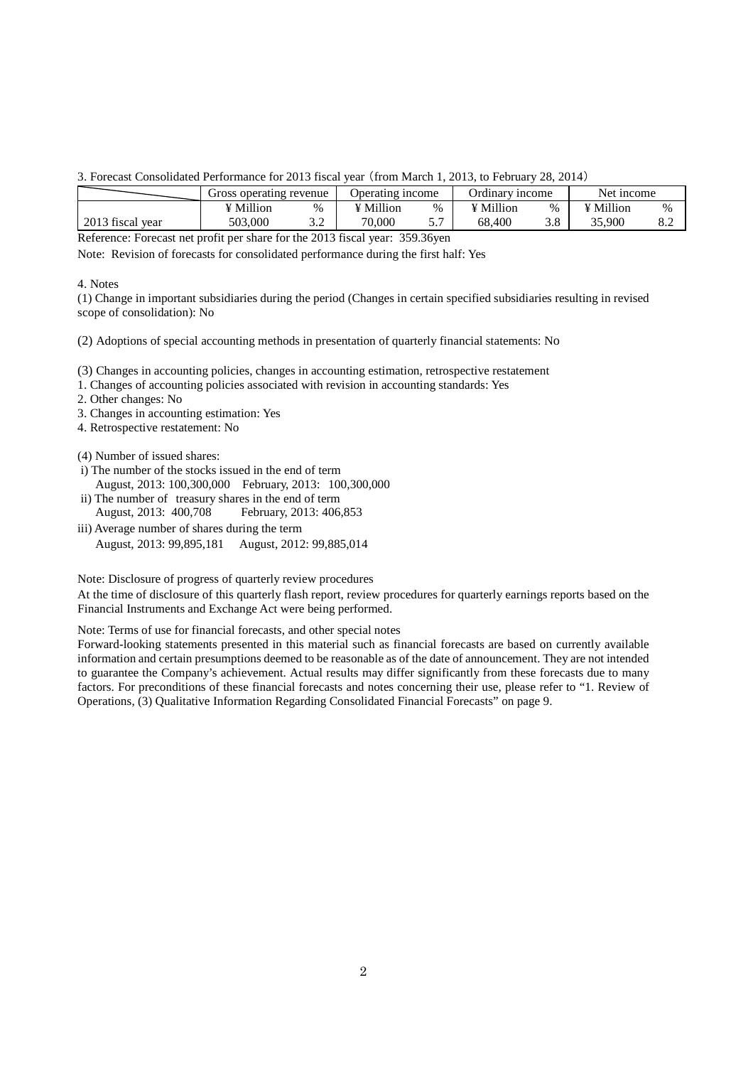3. Forecast Consolidated Performance for 2013 fiscal year (from March 1, 2013, to February 28, 2014)

| | Gross operating revenue | | Operating income | | Ordinary income | | Net income | |
|---|---|---|---|---|---|---|---|---|
| | ¥ Million | % | ¥ Million | % | ¥ Million | % | ¥ Million | % |
| 2013 fiscal year | 503,000 | 3.2 | 70,000 | 5.7 | 68,400 | 3.8 | 35,900 | 8.2 |

Reference: Forecast net profit per share for the 2013 fiscal year: 359.36yen

Note: Revision of forecasts for consolidated performance during the first half: Yes

4. Notes

(1) Change in important subsidiaries during the period (Changes in certain specified subsidiaries resulting in revised scope of consolidation): No

(2) Adoptions of special accounting methods in presentation of quarterly financial statements: No

(3) Changes in accounting policies, changes in accounting estimation, retrospective restatement
1. Changes of accounting policies associated with revision in accounting standards: Yes
2. Other changes: No
3. Changes in accounting estimation: Yes
4. Retrospective restatement: No

(4) Number of issued shares:
 i) The number of the stocks issued in the end of term
    August, 2013: 100,300,000    February, 2013: 100,300,000
 ii) The number of treasury shares in the end of term
    August, 2013: 400,708    February, 2013: 406,853
iii) Average number of shares during the term
    August, 2013: 99,895,181    August, 2012: 99,885,014

Note: Disclosure of progress of quarterly review procedures
At the time of disclosure of this quarterly flash report, review procedures for quarterly earnings reports based on the Financial Instruments and Exchange Act were being performed.

Note: Terms of use for financial forecasts, and other special notes
Forward-looking statements presented in this material such as financial forecasts are based on currently available information and certain presumptions deemed to be reasonable as of the date of announcement. They are not intended to guarantee the Company's achievement. Actual results may differ significantly from these forecasts due to many factors. For preconditions of these financial forecasts and notes concerning their use, please refer to "1. Review of Operations, (3) Qualitative Information Regarding Consolidated Financial Forecasts" on page 9.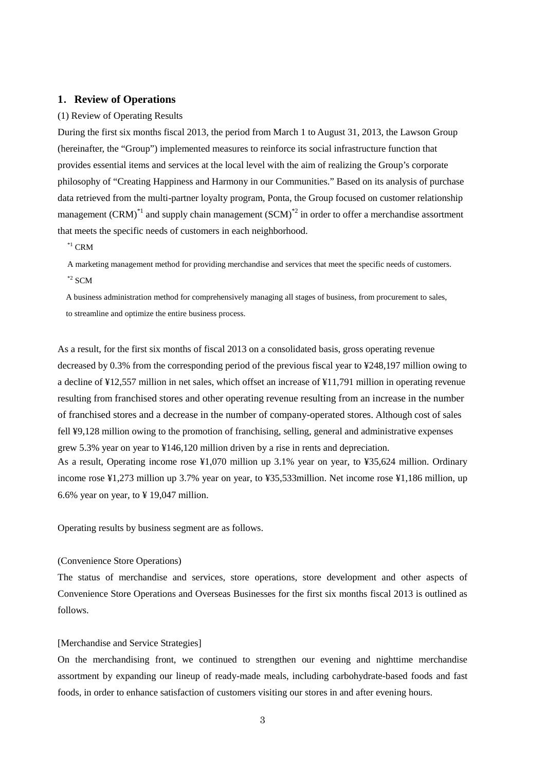## 1. Review of Operations

(1) Review of Operating Results

During the first six months fiscal 2013, the period from March 1 to August 31, 2013, the Lawson Group (hereinafter, the "Group") implemented measures to reinforce its social infrastructure function that provides essential items and services at the local level with the aim of realizing the Group's corporate philosophy of "Creating Happiness and Harmony in our Communities." Based on its analysis of purchase data retrieved from the multi-partner loyalty program, Ponta, the Group focused on customer relationship management (CRM)[*1] and supply chain management (SCM)[*2] in order to offer a merchandise assortment that meets the specific needs of customers in each neighborhood.

[*1] CRM

A marketing management method for providing merchandise and services that meet the specific needs of customers.

[*2] SCM

A business administration method for comprehensively managing all stages of business, from procurement to sales, to streamline and optimize the entire business process.

As a result, for the first six months of fiscal 2013 on a consolidated basis, gross operating revenue decreased by 0.3% from the corresponding period of the previous fiscal year to ¥248,197 million owing to a decline of ¥12,557 million in net sales, which offset an increase of ¥11,791 million in operating revenue resulting from franchised stores and other operating revenue resulting from an increase in the number of franchised stores and a decrease in the number of company-operated stores. Although cost of sales fell ¥9,128 million owing to the promotion of franchising, selling, general and administrative expenses grew 5.3% year on year to ¥146,120 million driven by a rise in rents and depreciation.

As a result, Operating income rose ¥1,070 million up 3.1% year on year, to ¥35,624 million. Ordinary income rose ¥1,273 million up 3.7% year on year, to ¥35,533million. Net income rose ¥1,186 million, up 6.6% year on year, to ¥ 19,047 million.

Operating results by business segment are as follows.

(Convenience Store Operations)

The status of merchandise and services, store operations, store development and other aspects of Convenience Store Operations and Overseas Businesses for the first six months fiscal 2013 is outlined as follows.

[Merchandise and Service Strategies]

On the merchandising front, we continued to strengthen our evening and nighttime merchandise assortment by expanding our lineup of ready-made meals, including carbohydrate-based foods and fast foods, in order to enhance satisfaction of customers visiting our stores in and after evening hours.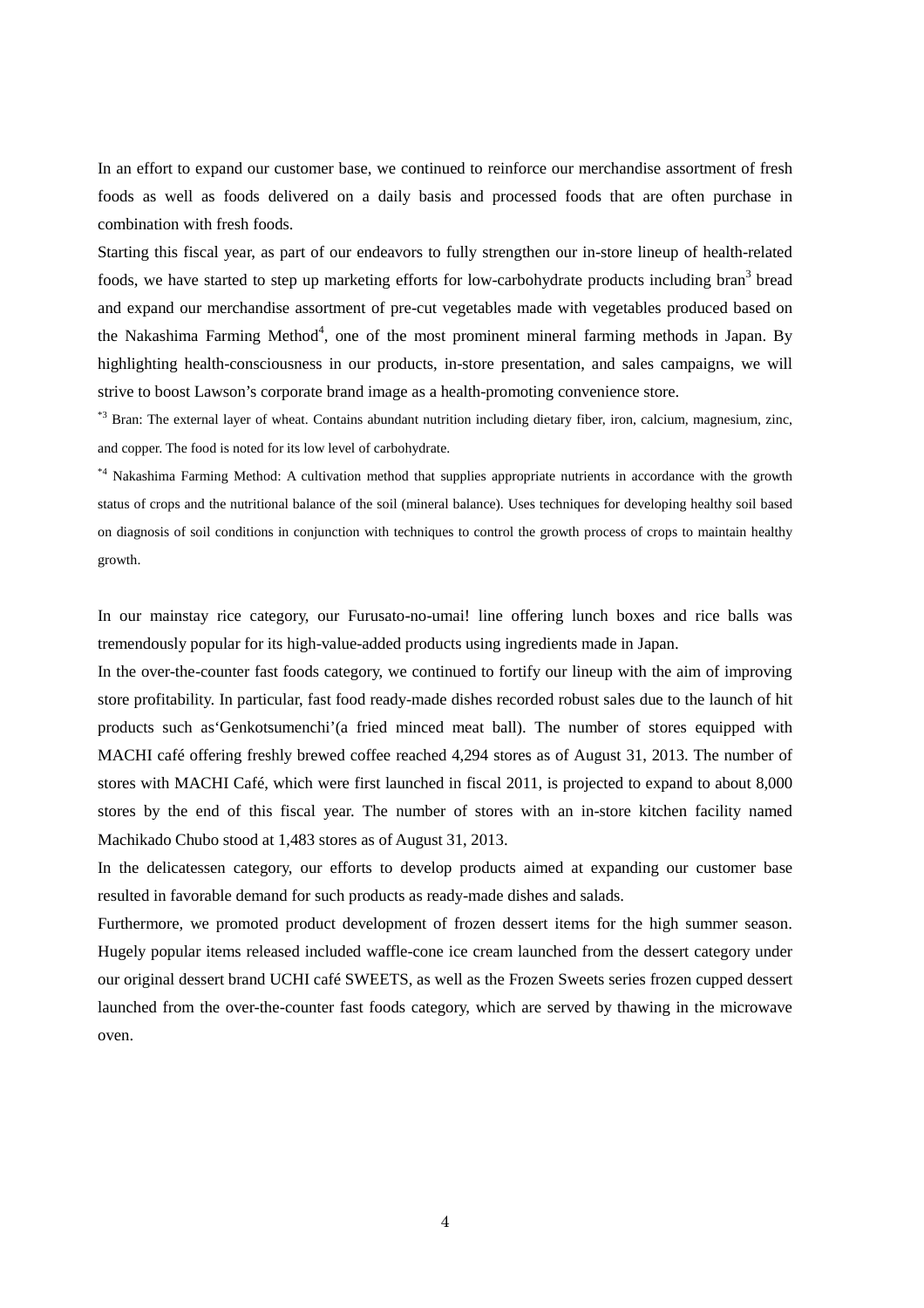In an effort to expand our customer base, we continued to reinforce our merchandise assortment of fresh foods as well as foods delivered on a daily basis and processed foods that are often purchase in combination with fresh foods.

Starting this fiscal year, as part of our endeavors to fully strengthen our in-store lineup of health-related foods, we have started to step up marketing efforts for low-carbohydrate products including bran[3] bread and expand our merchandise assortment of pre-cut vegetables made with vegetables produced based on the Nakashima Farming Method[4], one of the most prominent mineral farming methods in Japan. By highlighting health-consciousness in our products, in-store presentation, and sales campaigns, we will strive to boost Lawson's corporate brand image as a health-promoting convenience store.

*3 Bran: The external layer of wheat. Contains abundant nutrition including dietary fiber, iron, calcium, magnesium, zinc, and copper. The food is noted for its low level of carbohydrate.

*4 Nakashima Farming Method: A cultivation method that supplies appropriate nutrients in accordance with the growth status of crops and the nutritional balance of the soil (mineral balance). Uses techniques for developing healthy soil based on diagnosis of soil conditions in conjunction with techniques to control the growth process of crops to maintain healthy growth.

In our mainstay rice category, our Furusato-no-umai! line offering lunch boxes and rice balls was tremendously popular for its high-value-added products using ingredients made in Japan.

In the over-the-counter fast foods category, we continued to fortify our lineup with the aim of improving store profitability. In particular, fast food ready-made dishes recorded robust sales due to the launch of hit products such as'Genkotsumenchi'(a fried minced meat ball). The number of stores equipped with MACHI café offering freshly brewed coffee reached 4,294 stores as of August 31, 2013. The number of stores with MACHI Café, which were first launched in fiscal 2011, is projected to expand to about 8,000 stores by the end of this fiscal year. The number of stores with an in-store kitchen facility named Machikado Chubo stood at 1,483 stores as of August 31, 2013.

In the delicatessen category, our efforts to develop products aimed at expanding our customer base resulted in favorable demand for such products as ready-made dishes and salads.

Furthermore, we promoted product development of frozen dessert items for the high summer season. Hugely popular items released included waffle-cone ice cream launched from the dessert category under our original dessert brand UCHI café SWEETS, as well as the Frozen Sweets series frozen cupped dessert launched from the over-the-counter fast foods category, which are served by thawing in the microwave oven.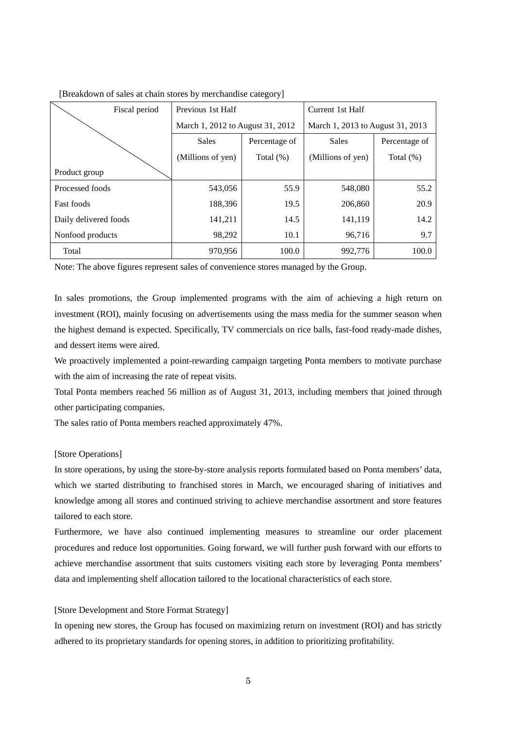[Breakdown of sales at chain stores by merchandise category]

| Fiscal period / Product group | Previous 1st Half March 1, 2012 to August 31, 2012 | | Current 1st Half March 1, 2013 to August 31, 2013 | |
|---|---|---|---|---|
| | Sales (Millions of yen) | Percentage of Total (%) | Sales (Millions of yen) | Percentage of Total (%) |
| Processed foods | 543,056 | 55.9 | 548,080 | 55.2 |
| Fast foods | 188,396 | 19.5 | 206,860 | 20.9 |
| Daily delivered foods | 141,211 | 14.5 | 141,119 | 14.2 |
| Nonfood products | 98,292 | 10.1 | 96,716 | 9.7 |
| Total | 970,956 | 100.0 | 992,776 | 100.0 |

Note: The above figures represent sales of convenience stores managed by the Group.

In sales promotions, the Group implemented programs with the aim of achieving a high return on investment (ROI), mainly focusing on advertisements using the mass media for the summer season when the highest demand is expected. Specifically, TV commercials on rice balls, fast-food ready-made dishes, and dessert items were aired.

We proactively implemented a point-rewarding campaign targeting Ponta members to motivate purchase with the aim of increasing the rate of repeat visits.

Total Ponta members reached 56 million as of August 31, 2013, including members that joined through other participating companies.

The sales ratio of Ponta members reached approximately 47%.

[Store Operations]

In store operations, by using the store-by-store analysis reports formulated based on Ponta members' data, which we started distributing to franchised stores in March, we encouraged sharing of initiatives and knowledge among all stores and continued striving to achieve merchandise assortment and store features tailored to each store.

Furthermore, we have also continued implementing measures to streamline our order placement procedures and reduce lost opportunities. Going forward, we will further push forward with our efforts to achieve merchandise assortment that suits customers visiting each store by leveraging Ponta members' data and implementing shelf allocation tailored to the locational characteristics of each store.

[Store Development and Store Format Strategy]

In opening new stores, the Group has focused on maximizing return on investment (ROI) and has strictly adhered to its proprietary standards for opening stores, in addition to prioritizing profitability.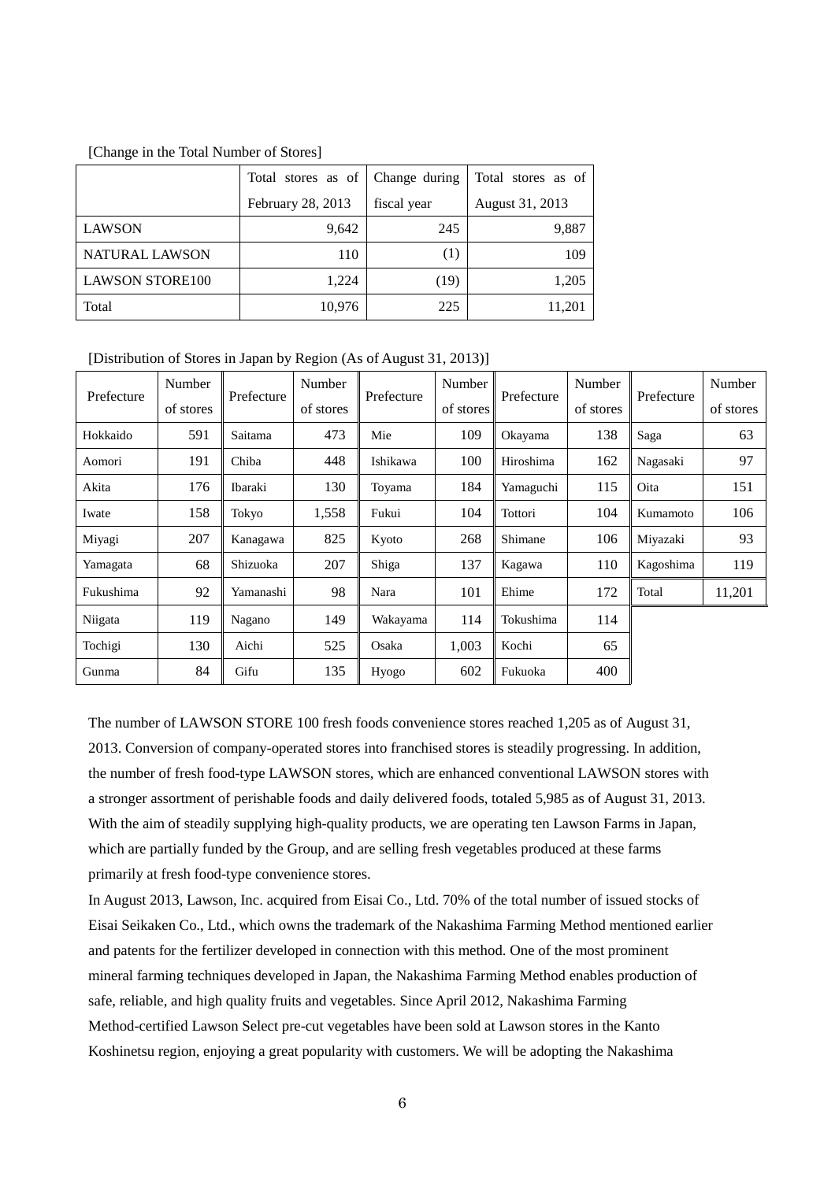[Change in the Total Number of Stores]

| | Total stores as of February 28, 2013 | Change during fiscal year | Total stores as of August 31, 2013 |
|---|---|---|---|
| LAWSON | 9,642 | 245 | 9,887 |
| NATURAL LAWSON | 110 | (1) | 109 |
| LAWSON STORE100 | 1,224 | (19) | 1,205 |
| Total | 10,976 | 225 | 11,201 |

[Distribution of Stores in Japan by Region (As of August 31, 2013)]

| Prefecture | Number of stores | Prefecture | Number of stores | Prefecture | Number of stores | Prefecture | Number of stores | Prefecture | Number of stores |
|---|---|---|---|---|---|---|---|---|---|
| Hokkaido | 591 | Saitama | 473 | Mie | 109 | Okayama | 138 | Saga | 63 |
| Aomori | 191 | Chiba | 448 | Ishikawa | 100 | Hiroshima | 162 | Nagasaki | 97 |
| Akita | 176 | Ibaraki | 130 | Toyama | 184 | Yamaguchi | 115 | Oita | 151 |
| Iwate | 158 | Tokyo | 1,558 | Fukui | 104 | Tottori | 104 | Kumamoto | 106 |
| Miyagi | 207 | Kanagawa | 825 | Kyoto | 268 | Shimane | 106 | Miyazaki | 93 |
| Yamagata | 68 | Shizuoka | 207 | Shiga | 137 | Kagawa | 110 | Kagoshima | 119 |
| Fukushima | 92 | Yamanashi | 98 | Nara | 101 | Ehime | 172 | Total | 11,201 |
| Niigata | 119 | Nagano | 149 | Wakayama | 114 | Tokushima | 114 | | |
| Tochigi | 130 | Aichi | 525 | Osaka | 1,003 | Kochi | 65 | | |
| Gunma | 84 | Gifu | 135 | Hyogo | 602 | Fukuoka | 400 | | |

The number of LAWSON STORE 100 fresh foods convenience stores reached 1,205 as of August 31, 2013. Conversion of company-operated stores into franchised stores is steadily progressing. In addition, the number of fresh food-type LAWSON stores, which are enhanced conventional LAWSON stores with a stronger assortment of perishable foods and daily delivered foods, totaled 5,985 as of August 31, 2013. With the aim of steadily supplying high-quality products, we are operating ten Lawson Farms in Japan, which are partially funded by the Group, and are selling fresh vegetables produced at these farms primarily at fresh food-type convenience stores.

In August 2013, Lawson, Inc. acquired from Eisai Co., Ltd. 70% of the total number of issued stocks of Eisai Seikaken Co., Ltd., which owns the trademark of the Nakashima Farming Method mentioned earlier and patents for the fertilizer developed in connection with this method. One of the most prominent mineral farming techniques developed in Japan, the Nakashima Farming Method enables production of safe, reliable, and high quality fruits and vegetables. Since April 2012, Nakashima Farming Method-certified Lawson Select pre-cut vegetables have been sold at Lawson stores in the Kanto Koshinetsu region, enjoying a great popularity with customers. We will be adopting the Nakashima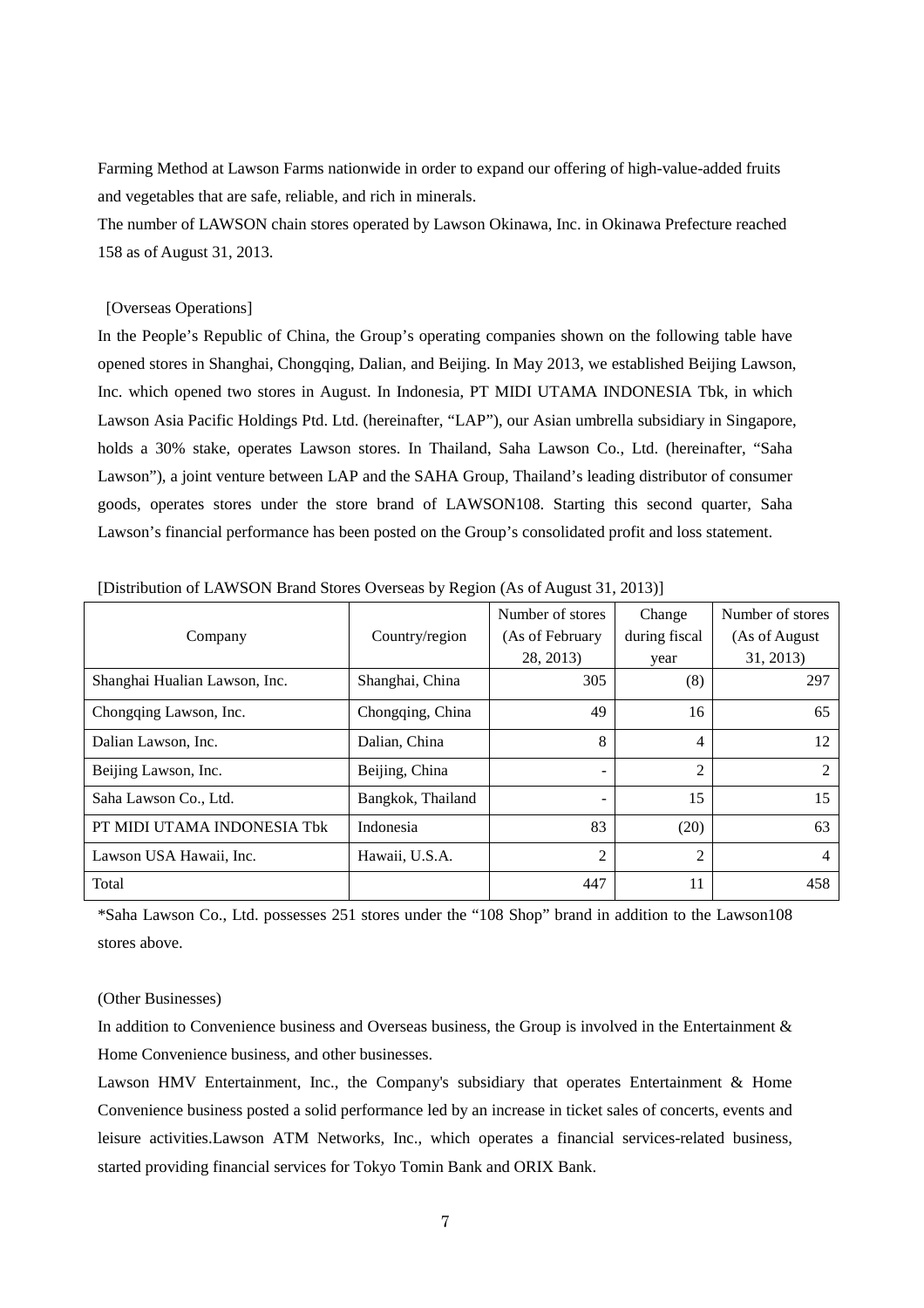Farming Method at Lawson Farms nationwide in order to expand our offering of high-value-added fruits and vegetables that are safe, reliable, and rich in minerals.

The number of LAWSON chain stores operated by Lawson Okinawa, Inc. in Okinawa Prefecture reached 158 as of August 31, 2013.

[Overseas Operations]

In the People's Republic of China, the Group's operating companies shown on the following table have opened stores in Shanghai, Chongqing, Dalian, and Beijing. In May 2013, we established Beijing Lawson, Inc. which opened two stores in August. In Indonesia, PT MIDI UTAMA INDONESIA Tbk, in which Lawson Asia Pacific Holdings Ptd. Ltd. (hereinafter, "LAP"), our Asian umbrella subsidiary in Singapore, holds a 30% stake, operates Lawson stores. In Thailand, Saha Lawson Co., Ltd. (hereinafter, "Saha Lawson"), a joint venture between LAP and the SAHA Group, Thailand's leading distributor of consumer goods, operates stores under the store brand of LAWSON108. Starting this second quarter, Saha Lawson's financial performance has been posted on the Group's consolidated profit and loss statement.

[Distribution of LAWSON Brand Stores Overseas by Region (As of August 31, 2013)]

| Company | Country/region | Number of stores (As of February 28, 2013) | Change during fiscal year | Number of stores (As of August 31, 2013) |
|---|---|---|---|---|
| Shanghai Hualian Lawson, Inc. | Shanghai, China | 305 | (8) | 297 |
| Chongqing Lawson, Inc. | Chongqing, China | 49 | 16 | 65 |
| Dalian Lawson, Inc. | Dalian, China | 8 | 4 | 12 |
| Beijing Lawson, Inc. | Beijing, China | - | 2 | 2 |
| Saha Lawson Co., Ltd. | Bangkok, Thailand | - | 15 | 15 |
| PT MIDI UTAMA INDONESIA Tbk | Indonesia | 83 | (20) | 63 |
| Lawson USA Hawaii, Inc. | Hawaii, U.S.A. | 2 | 2 | 4 |
| Total | | 447 | 11 | 458 |

*Saha Lawson Co., Ltd. possesses 251 stores under the "108 Shop" brand in addition to the Lawson108 stores above.

(Other Businesses)

In addition to Convenience business and Overseas business, the Group is involved in the Entertainment & Home Convenience business, and other businesses.

Lawson HMV Entertainment, Inc., the Company's subsidiary that operates Entertainment & Home Convenience business posted a solid performance led by an increase in ticket sales of concerts, events and leisure activities.Lawson ATM Networks, Inc., which operates a financial services-related business, started providing financial services for Tokyo Tomin Bank and ORIX Bank.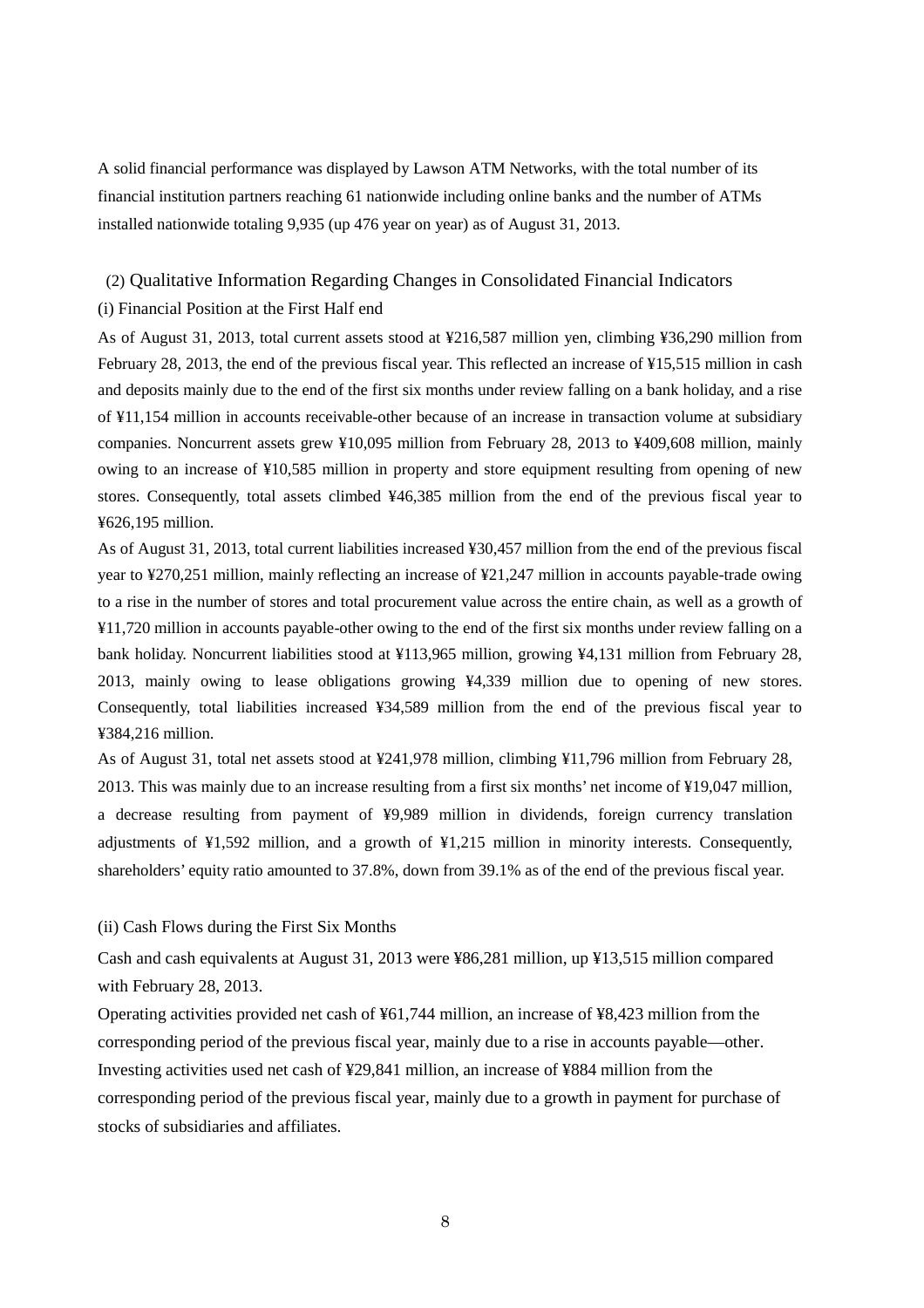A solid financial performance was displayed by Lawson ATM Networks, with the total number of its financial institution partners reaching 61 nationwide including online banks and the number of ATMs installed nationwide totaling 9,935 (up 476 year on year) as of August 31, 2013.

## (2) Qualitative Information Regarding Changes in Consolidated Financial Indicators

### (i) Financial Position at the First Half end

As of August 31, 2013, total current assets stood at ¥216,587 million yen, climbing ¥36,290 million from February 28, 2013, the end of the previous fiscal year. This reflected an increase of ¥15,515 million in cash and deposits mainly due to the end of the first six months under review falling on a bank holiday, and a rise of ¥11,154 million in accounts receivable-other because of an increase in transaction volume at subsidiary companies. Noncurrent assets grew ¥10,095 million from February 28, 2013 to ¥409,608 million, mainly owing to an increase of ¥10,585 million in property and store equipment resulting from opening of new stores. Consequently, total assets climbed ¥46,385 million from the end of the previous fiscal year to ¥626,195 million.

As of August 31, 2013, total current liabilities increased ¥30,457 million from the end of the previous fiscal year to ¥270,251 million, mainly reflecting an increase of ¥21,247 million in accounts payable-trade owing to a rise in the number of stores and total procurement value across the entire chain, as well as a growth of ¥11,720 million in accounts payable-other owing to the end of the first six months under review falling on a bank holiday. Noncurrent liabilities stood at ¥113,965 million, growing ¥4,131 million from February 28, 2013, mainly owing to lease obligations growing ¥4,339 million due to opening of new stores. Consequently, total liabilities increased ¥34,589 million from the end of the previous fiscal year to ¥384,216 million.

As of August 31, total net assets stood at ¥241,978 million, climbing ¥11,796 million from February 28, 2013. This was mainly due to an increase resulting from a first six months' net income of ¥19,047 million, a decrease resulting from payment of ¥9,989 million in dividends, foreign currency translation adjustments of ¥1,592 million, and a growth of ¥1,215 million in minority interests. Consequently, shareholders' equity ratio amounted to 37.8%, down from 39.1% as of the end of the previous fiscal year.

### (ii) Cash Flows during the First Six Months

Cash and cash equivalents at August 31, 2013 were ¥86,281 million, up ¥13,515 million compared with February 28, 2013.

Operating activities provided net cash of ¥61,744 million, an increase of ¥8,423 million from the corresponding period of the previous fiscal year, mainly due to a rise in accounts payable—other.

Investing activities used net cash of ¥29,841 million, an increase of ¥884 million from the corresponding period of the previous fiscal year, mainly due to a growth in payment for purchase of stocks of subsidiaries and affiliates.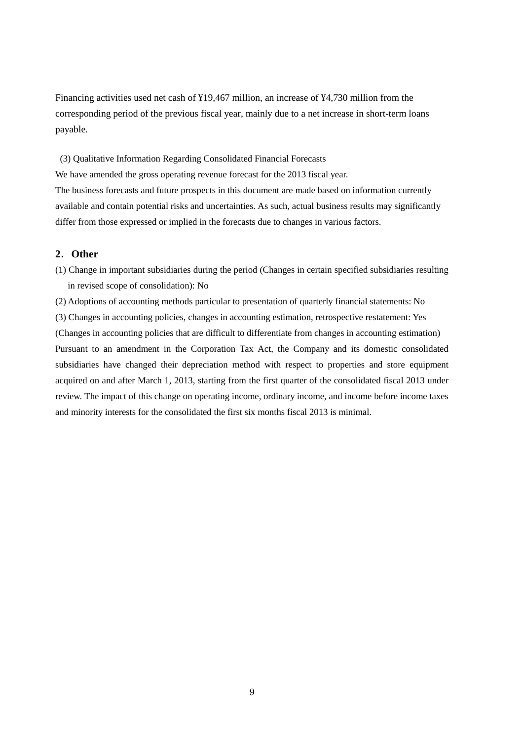Financing activities used net cash of ¥19,467 million, an increase of ¥4,730 million from the corresponding period of the previous fiscal year, mainly due to a net increase in short-term loans payable.

(3) Qualitative Information Regarding Consolidated Financial Forecasts

We have amended the gross operating revenue forecast for the 2013 fiscal year.

The business forecasts and future prospects in this document are made based on information currently available and contain potential risks and uncertainties. As such, actual business results may significantly differ from those expressed or implied in the forecasts due to changes in various factors.

## 2. Other

(1) Change in important subsidiaries during the period (Changes in certain specified subsidiaries resulting in revised scope of consolidation): No

(2) Adoptions of accounting methods particular to presentation of quarterly financial statements: No

(3) Changes in accounting policies, changes in accounting estimation, retrospective restatement: Yes

(Changes in accounting policies that are difficult to differentiate from changes in accounting estimation)

Pursuant to an amendment in the Corporation Tax Act, the Company and its domestic consolidated subsidiaries have changed their depreciation method with respect to properties and store equipment acquired on and after March 1, 2013, starting from the first quarter of the consolidated fiscal 2013 under review. The impact of this change on operating income, ordinary income, and income before income taxes and minority interests for the consolidated the first six months fiscal 2013 is minimal.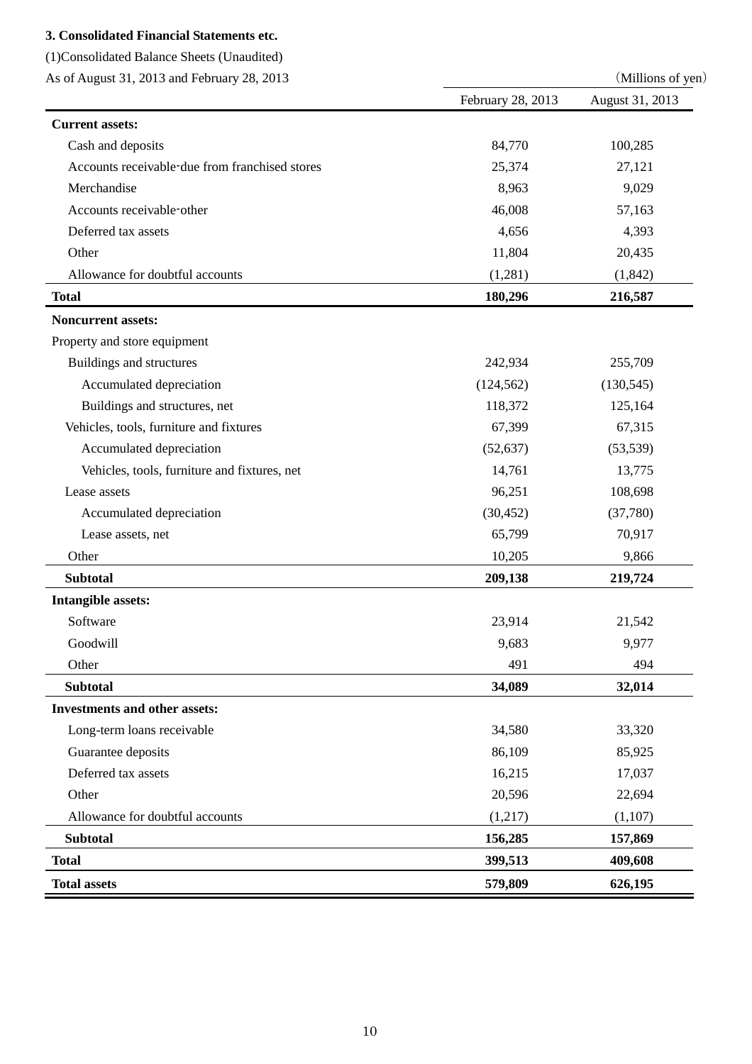### 3. Consolidated Financial Statements etc.

(1)Consolidated Balance Sheets (Unaudited)

As of August 31, 2013 and February 28, 2013

（Millions of yen）

| | February 28, 2013 | August 31, 2013 |
|---|---|---|
| **Current assets:** | | |
| Cash and deposits | 84,770 | 100,285 |
| Accounts receivable-due from franchised stores | 25,374 | 27,121 |
| Merchandise | 8,963 | 9,029 |
| Accounts receivable-other | 46,008 | 57,163 |
| Deferred tax assets | 4,656 | 4,393 |
| Other | 11,804 | 20,435 |
| Allowance for doubtful accounts | (1,281) | (1,842) |
| **Total** | **180,296** | **216,587** |
| **Noncurrent assets:** | | |
| Property and store equipment | | |
| Buildings and structures | 242,934 | 255,709 |
| Accumulated depreciation | (124,562) | (130,545) |
| Buildings and structures, net | 118,372 | 125,164 |
| Vehicles, tools, furniture and fixtures | 67,399 | 67,315 |
| Accumulated depreciation | (52,637) | (53,539) |
| Vehicles, tools, furniture and fixtures, net | 14,761 | 13,775 |
| Lease assets | 96,251 | 108,698 |
| Accumulated depreciation | (30,452) | (37,780) |
| Lease assets, net | 65,799 | 70,917 |
| Other | 10,205 | 9,866 |
| **Subtotal** | **209,138** | **219,724** |
| **Intangible assets:** | | |
| Software | 23,914 | 21,542 |
| Goodwill | 9,683 | 9,977 |
| Other | 491 | 494 |
| **Subtotal** | **34,089** | **32,014** |
| **Investments and other assets:** | | |
| Long-term loans receivable | 34,580 | 33,320 |
| Guarantee deposits | 86,109 | 85,925 |
| Deferred tax assets | 16,215 | 17,037 |
| Other | 20,596 | 22,694 |
| Allowance for doubtful accounts | (1,217) | (1,107) |
| **Subtotal** | **156,285** | **157,869** |
| **Total** | **399,513** | **409,608** |
| **Total assets** | **579,809** | **626,195** |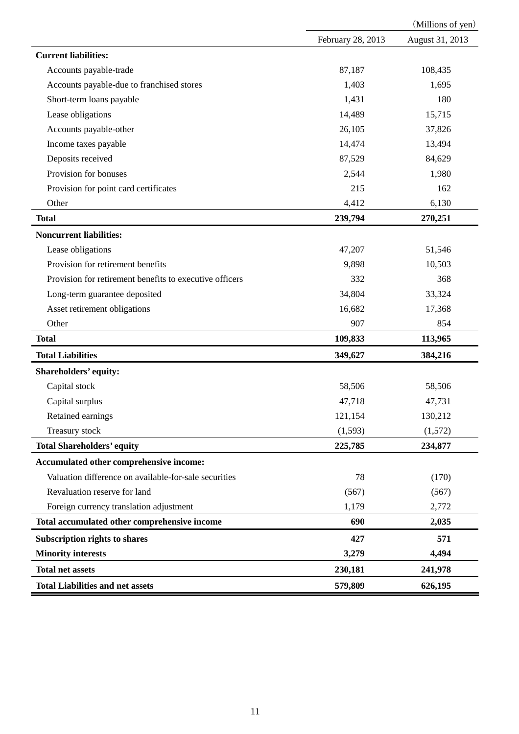（Millions of yen）

| | February 28, 2013 | August 31, 2013 |
|---|---|---|
| **Current liabilities:** | | |
| Accounts payable-trade | 87,187 | 108,435 |
| Accounts payable-due to franchised stores | 1,403 | 1,695 |
| Short-term loans payable | 1,431 | 180 |
| Lease obligations | 14,489 | 15,715 |
| Accounts payable-other | 26,105 | 37,826 |
| Income taxes payable | 14,474 | 13,494 |
| Deposits received | 87,529 | 84,629 |
| Provision for bonuses | 2,544 | 1,980 |
| Provision for point card certificates | 215 | 162 |
| Other | 4,412 | 6,130 |
| **Total** | **239,794** | **270,251** |
| **Noncurrent liabilities:** | | |
| Lease obligations | 47,207 | 51,546 |
| Provision for retirement benefits | 9,898 | 10,503 |
| Provision for retirement benefits to executive officers | 332 | 368 |
| Long-term guarantee deposited | 34,804 | 33,324 |
| Asset retirement obligations | 16,682 | 17,368 |
| Other | 907 | 854 |
| **Total** | **109,833** | **113,965** |
| **Total Liabilities** | **349,627** | **384,216** |
| **Shareholders' equity:** | | |
| Capital stock | 58,506 | 58,506 |
| Capital surplus | 47,718 | 47,731 |
| Retained earnings | 121,154 | 130,212 |
| Treasury stock | (1,593) | (1,572) |
| **Total Shareholders' equity** | **225,785** | **234,877** |
| **Accumulated other comprehensive income:** | | |
| Valuation difference on available-for-sale securities | 78 | (170) |
| Revaluation reserve for land | (567) | (567) |
| Foreign currency translation adjustment | 1,179 | 2,772 |
| **Total accumulated other comprehensive income** | **690** | **2,035** |
| **Subscription rights to shares** | **427** | **571** |
| **Minority interests** | **3,279** | **4,494** |
| **Total net assets** | **230,181** | **241,978** |
| **Total Liabilities and net assets** | **579,809** | **626,195** |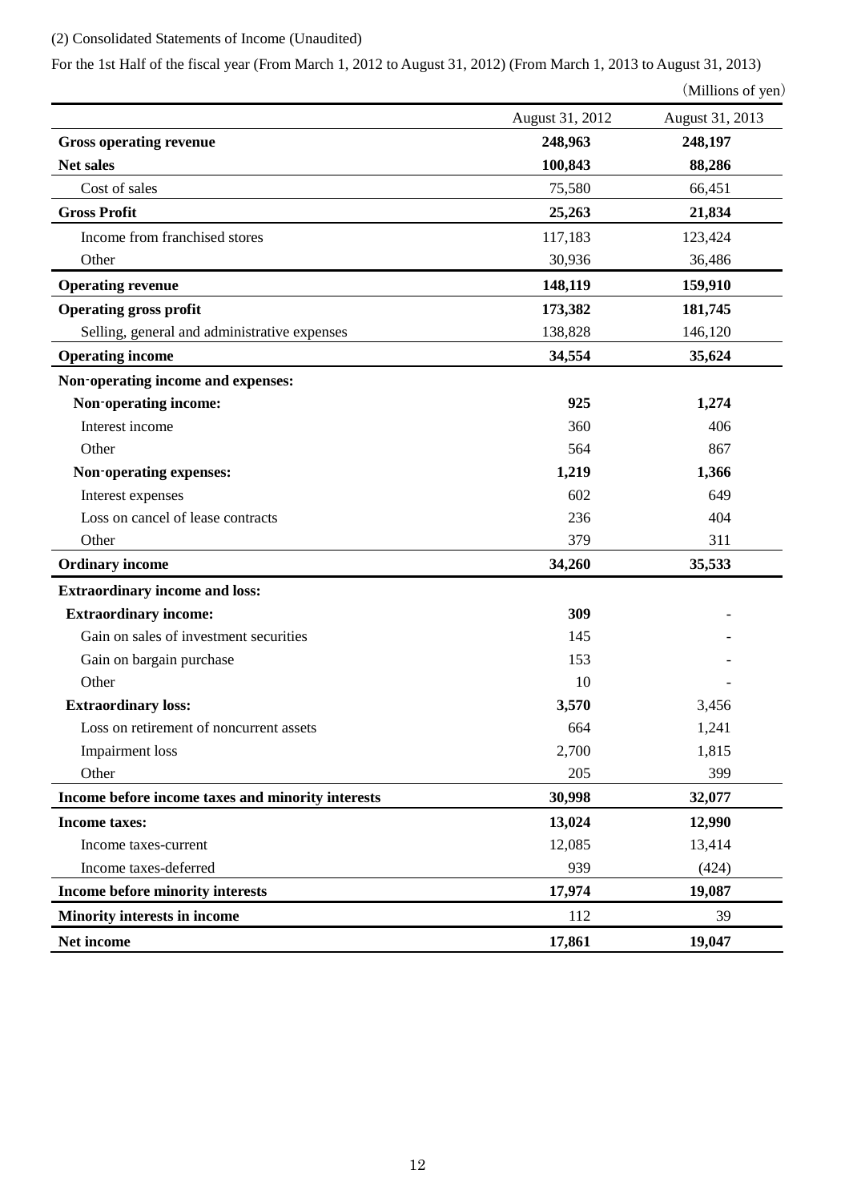(2) Consolidated Statements of Income (Unaudited)

For the 1st Half of the fiscal year (From March 1, 2012 to August 31, 2012) (From March 1, 2013 to August 31, 2013)

（Millions of yen）

| | August 31, 2012 | August 31, 2013 |
|---|---|---|
| **Gross operating revenue** | **248,963** | **248,197** |
| **Net sales** | **100,843** | **88,286** |
| Cost of sales | 75,580 | 66,451 |
| **Gross Profit** | **25,263** | **21,834** |
| Income from franchised stores | 117,183 | 123,424 |
| Other | 30,936 | 36,486 |
| **Operating revenue** | **148,119** | **159,910** |
| **Operating gross profit** | **173,382** | **181,745** |
| Selling, general and administrative expenses | 138,828 | 146,120 |
| **Operating income** | **34,554** | **35,624** |
| **Non-operating income and expenses:** | | |
| **Non-operating income:** | **925** | **1,274** |
| Interest income | 360 | 406 |
| Other | 564 | 867 |
| **Non-operating expenses:** | **1,219** | **1,366** |
| Interest expenses | 602 | 649 |
| Loss on cancel of lease contracts | 236 | 404 |
| Other | 379 | 311 |
| **Ordinary income** | **34,260** | **35,533** |
| **Extraordinary income and loss:** | | |
| **Extraordinary income:** | **309** | - |
| Gain on sales of investment securities | 145 | - |
| Gain on bargain purchase | 153 | - |
| Other | 10 | - |
| **Extraordinary loss:** | **3,570** | 3,456 |
| Loss on retirement of noncurrent assets | 664 | 1,241 |
| Impairment loss | 2,700 | 1,815 |
| Other | 205 | 399 |
| **Income before income taxes and minority interests** | **30,998** | **32,077** |
| **Income taxes:** | **13,024** | **12,990** |
| Income taxes-current | 12,085 | 13,414 |
| Income taxes-deferred | 939 | (424) |
| **Income before minority interests** | **17,974** | **19,087** |
| **Minority interests in income** | 112 | 39 |
| **Net income** | **17,861** | **19,047** |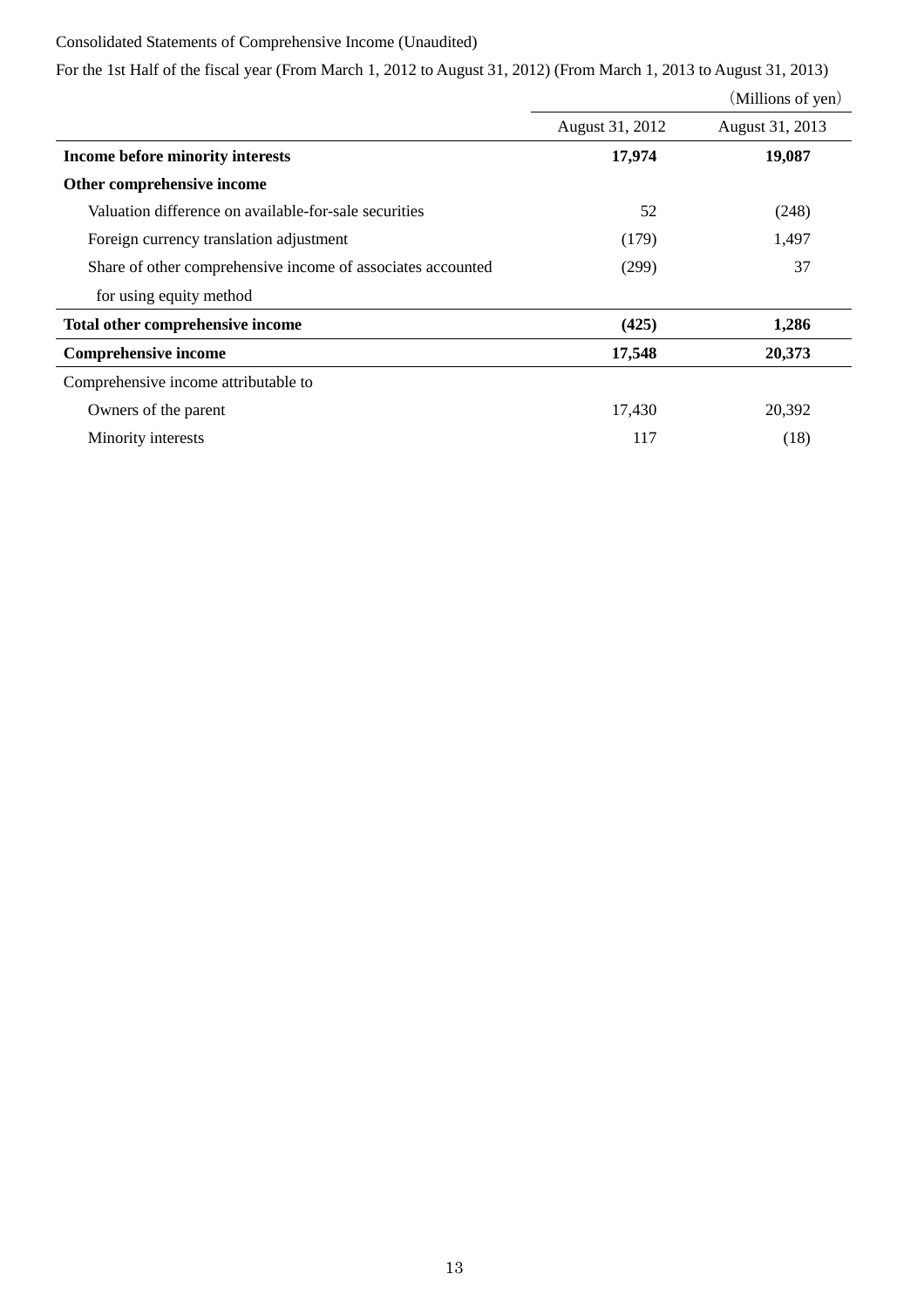Consolidated Statements of Comprehensive Income (Unaudited)

For the 1st Half of the fiscal year (From March 1, 2012 to August 31, 2012) (From March 1, 2013 to August 31, 2013)

(Millions of yen)

| | August 31, 2012 | August 31, 2013 |
|---|---|---|
| **Income before minority interests** | **17,974** | **19,087** |
| **Other comprehensive income** | | |
| Valuation difference on available-for-sale securities | 52 | (248) |
| Foreign currency translation adjustment | (179) | 1,497 |
| Share of other comprehensive income of associates accounted for using equity method | (299) | 37 |
| **Total other comprehensive income** | **(425)** | **1,286** |
| **Comprehensive income** | **17,548** | **20,373** |
| Comprehensive income attributable to | | |
| Owners of the parent | 17,430 | 20,392 |
| Minority interests | 117 | (18) |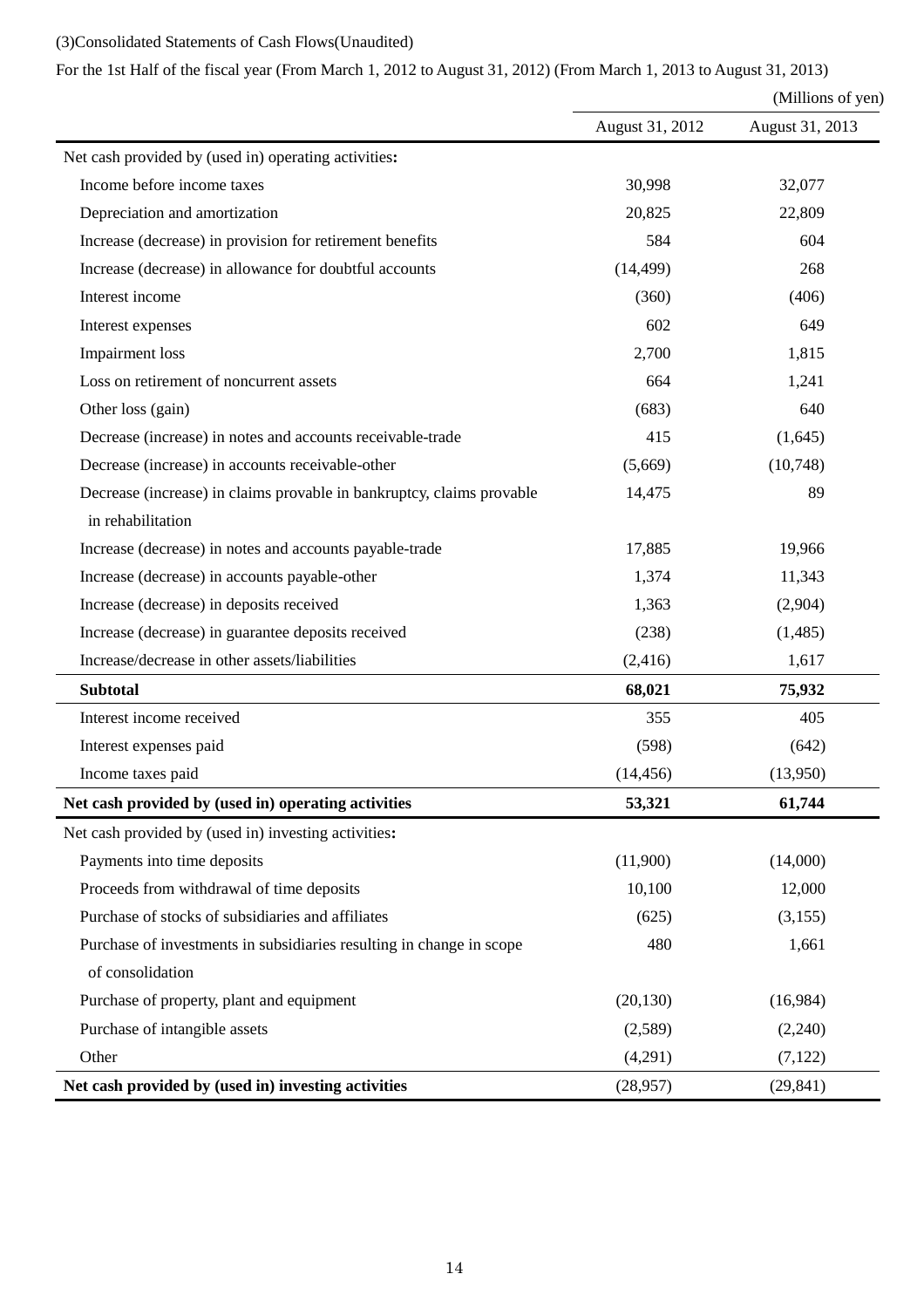(3)Consolidated Statements of Cash Flows(Unaudited)

For the 1st Half of the fiscal year (From March 1, 2012 to August 31, 2012) (From March 1, 2013 to August 31, 2013)

(Millions of yen)

| | August 31, 2012 | August 31, 2013 |
|---|---|---|
| Net cash provided by (used in) operating activities**:** | | |
| Income before income taxes | 30,998 | 32,077 |
| Depreciation and amortization | 20,825 | 22,809 |
| Increase (decrease) in provision for retirement benefits | 584 | 604 |
| Increase (decrease) in allowance for doubtful accounts | (14,499) | 268 |
| Interest income | (360) | (406) |
| Interest expenses | 602 | 649 |
| Impairment loss | 2,700 | 1,815 |
| Loss on retirement of noncurrent assets | 664 | 1,241 |
| Other loss (gain) | (683) | 640 |
| Decrease (increase) in notes and accounts receivable-trade | 415 | (1,645) |
| Decrease (increase) in accounts receivable-other | (5,669) | (10,748) |
| Decrease (increase) in claims provable in bankruptcy, claims provable in rehabilitation | 14,475 | 89 |
| Increase (decrease) in notes and accounts payable-trade | 17,885 | 19,966 |
| Increase (decrease) in accounts payable-other | 1,374 | 11,343 |
| Increase (decrease) in deposits received | 1,363 | (2,904) |
| Increase (decrease) in guarantee deposits received | (238) | (1,485) |
| Increase/decrease in other assets/liabilities | (2,416) | 1,617 |
| **Subtotal** | **68,021** | **75,932** |
| Interest income received | 355 | 405 |
| Interest expenses paid | (598) | (642) |
| Income taxes paid | (14,456) | (13,950) |
| **Net cash provided by (used in) operating activities** | **53,321** | **61,744** |
| Net cash provided by (used in) investing activities**:** | | |
| Payments into time deposits | (11,900) | (14,000) |
| Proceeds from withdrawal of time deposits | 10,100 | 12,000 |
| Purchase of stocks of subsidiaries and affiliates | (625) | (3,155) |
| Purchase of investments in subsidiaries resulting in change in scope of consolidation | 480 | 1,661 |
| Purchase of property, plant and equipment | (20,130) | (16,984) |
| Purchase of intangible assets | (2,589) | (2,240) |
| Other | (4,291) | (7,122) |
| **Net cash provided by (used in) investing activities** | (28,957) | (29,841) |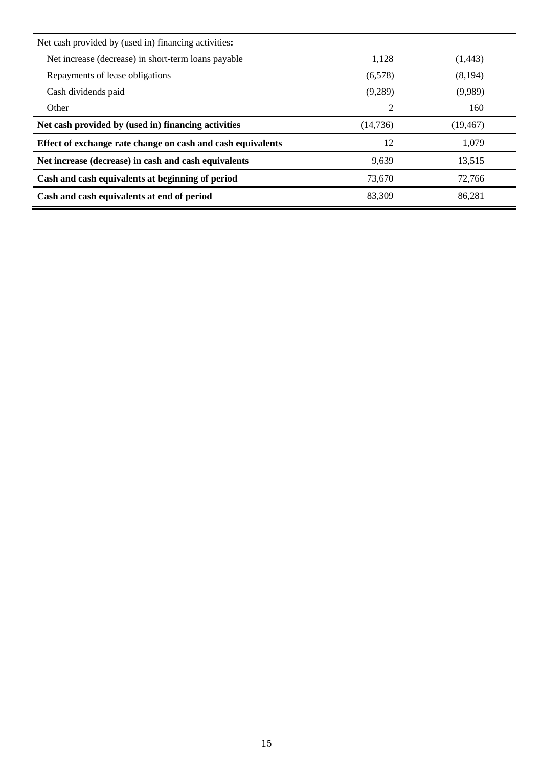| | | |
|---|---|---|
| Net cash provided by (used in) financing activities**:** | | |
| Net increase (decrease) in short-term loans payable | 1,128 | (1,443) |
| Repayments of lease obligations | (6,578) | (8,194) |
| Cash dividends paid | (9,289) | (9,989) |
| Other | 2 | 160 |
| **Net cash provided by (used in) financing activities** | (14,736) | (19,467) |
| **Effect of exchange rate change on cash and cash equivalents** | 12 | 1,079 |
| **Net increase (decrease) in cash and cash equivalents** | 9,639 | 13,515 |
| **Cash and cash equivalents at beginning of period** | 73,670 | 72,766 |
| **Cash and cash equivalents at end of period** | 83,309 | 86,281 |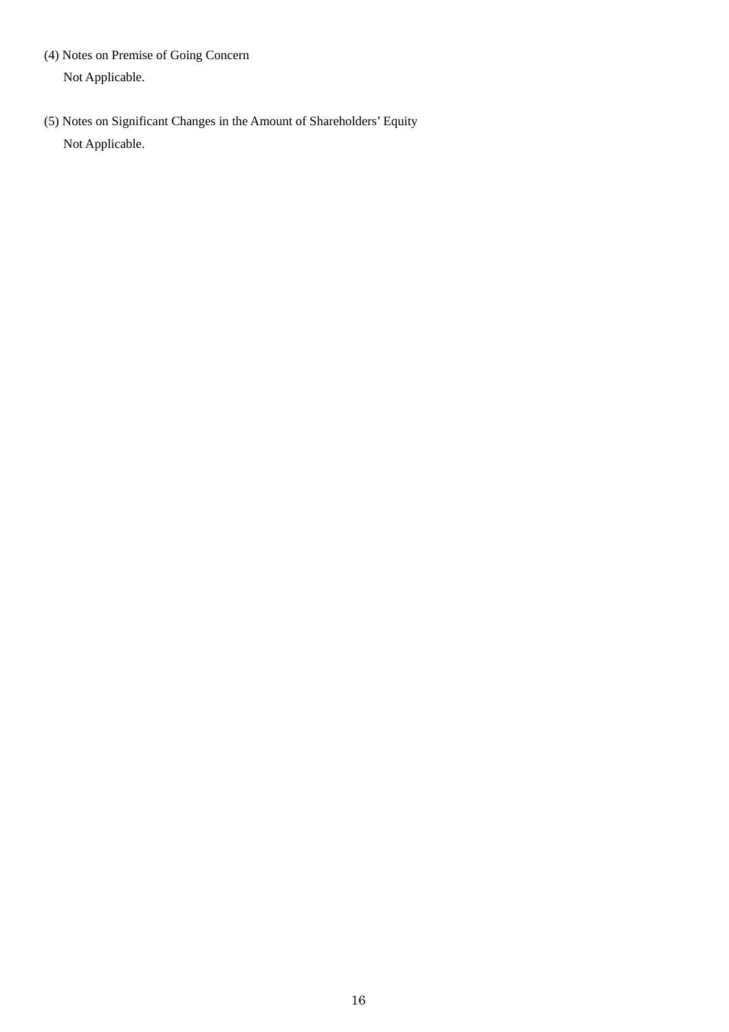(4) Notes on Premise of Going Concern

Not Applicable.

(5) Notes on Significant Changes in the Amount of Shareholders' Equity

Not Applicable.